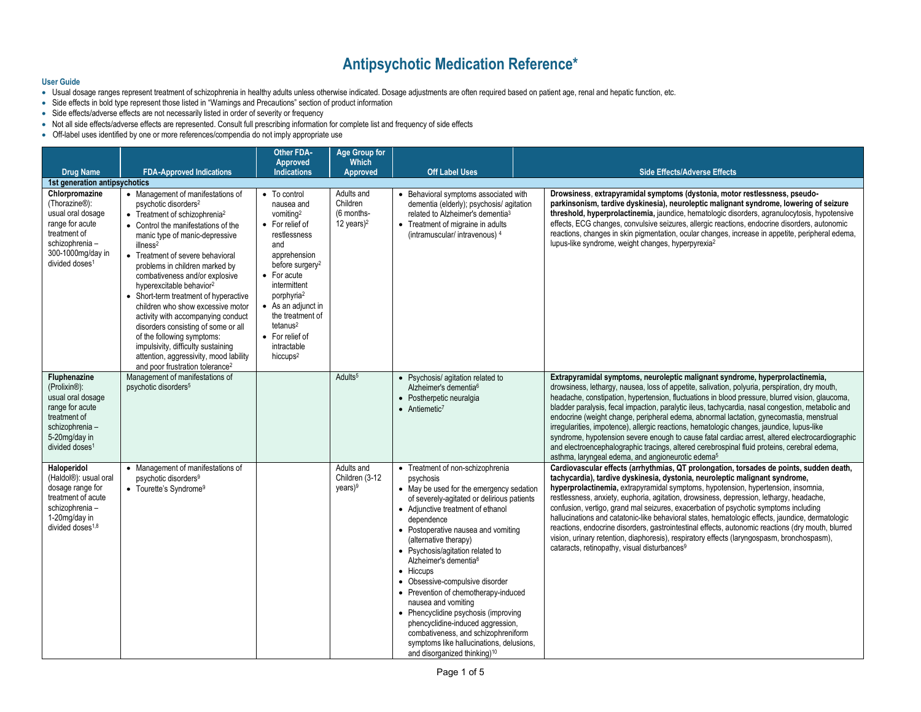# Antipsychotic Medication Reference*

**User Guide**

- Usual dosage ranges represent treatment of schizophrenia in healthy adults unless otherwise indicated. Dosage adjustments are often required based on patient age, renal and hepatic function, etc.
- Side effects in bold type represent those listed in "Warnings and Precautions" section of product information
- Side effects/adverse effects are not necessarily listed in order of severity or frequency
- Not all side effects/adverse effects are represented. Consult full prescribing information for complete list and frequency of side effects
- Off-label uses identified by one or more references/compendia do not imply appropriate use

| Drug Name | FDA-Approved Indications | Other FDA-Approved Indications | Age Group for Which Approved | Off Label Uses | Side Effects/Adverse Effects |
|---|---|---|---|---|---|
| **1st generation antipsychotics** | | | | | |
| **Chlorpromazine** (Thorazine®): usual oral dosage range for acute treatment of schizophrenia – 300-1000mg/day in divided doses[1] | • Management of manifestations of psychotic disorders[2] <br> • Treatment of schizophrenia[2] <br> • Control the manifestations of the manic type of manic-depressive illness[2] <br> • Treatment of severe behavioral problems in children marked by combativeness and/or explosive hyperexcitable behavior[2] <br> • Short-term treatment of hyperactive children who show excessive motor activity with accompanying conduct disorders consisting of some or all of the following symptoms: impulsivity, difficulty sustaining attention, aggressivity, mood lability and poor frustration tolerance[2] | • To control nausea and vomiting[2] <br> • For relief of restlessness and apprehension before surgery[2] <br> • For acute intermittent porphyria[2] <br> • As an adjunct in the treatment of tetanus[2] <br> • For relief of intractable hiccups[2] | Adults and Children (6 months-12 years)[2] | • Behavioral symptoms associated with dementia (elderly); psychosis/ agitation related to Alzheimer's dementia[3] <br> • Treatment of migraine in adults (intramuscular/ intravenous)[4] | **Drowsiness**, **extrapyramidal symptoms (dystonia, motor restlessness, pseudo-parkinsonism, tardive dyskinesia), neuroleptic malignant syndrome, lowering of seizure threshold, hyperprolactinemia,** jaundice, hematologic disorders, agranulocytosis, hypotensive effects, ECG changes, convulsive seizures, allergic reactions, endocrine disorders, autonomic reactions, changes in skin pigmentation, ocular changes, increase in appetite, peripheral edema, lupus-like syndrome, weight changes, hyperpyrexia[2] |
| **Fluphenazine** (Prolixin®): usual oral dosage range for acute treatment of schizophrenia – 5-20mg/day in divided doses[1] | Management of manifestations of psychotic disorders[5] | | Adults[5] | • Psychosis/ agitation related to Alzheimer's dementia[6] <br> • Postherpetic neuralgia <br> • Antiemetic[7] | **Extrapyramidal symptoms, neuroleptic malignant syndrome, hyperprolactinemia,** drowsiness, lethargy, nausea, loss of appetite, salivation, polyuria, perspiration, dry mouth, headache, constipation, hypertension, fluctuations in blood pressure, blurred vision, glaucoma, bladder paralysis, fecal impaction, paralytic ileus, tachycardia, nasal congestion, metabolic and endocrine (weight change, peripheral edema, abnormal lactation, gynecomastia, menstrual irregularities, impotence), allergic reactions, hematologic changes, jaundice, lupus-like syndrome, hypotension severe enough to cause fatal cardiac arrest, altered electrocardiographic and electroencephalographic tracings, altered cerebrospinal fluid proteins, cerebral edema, asthma, laryngeal edema, and angioneurotic edema[5] |
| **Haloperidol** (Haldol®): usual oral dosage range for treatment of acute schizophrenia – 1-20mg/day in divided doses[1,8] | • Management of manifestations of psychotic disorders[9] <br> • Tourette's Syndrome[9] | | Adults and Children (3-12 years)[9] | • Treatment of non-schizophrenia psychosis <br> • May be used for the emergency sedation of severely-agitated or delirious patients <br> • Adjunctive treatment of ethanol dependence <br> • Postoperative nausea and vomiting (alternative therapy) <br> • Psychosis/agitation related to Alzheimer's dementia[8] <br> • Hiccups <br> • Obsessive-compulsive disorder <br> • Prevention of chemotherapy-induced nausea and vomiting <br> • Phencyclidine psychosis (improving phencyclidine-induced aggression, combativeness, and schizophreniform symptoms like hallucinations, delusions, and disorganized thinking)[10] | **Cardiovascular effects (arrhythmias, QT prolongation, torsades de points, sudden death, tachycardia), tardive dyskinesia, dystonia, neuroleptic malignant syndrome, hyperprolactinemia,** extrapyramidal symptoms, hypotension, hypertension, insomnia, restlessness, anxiety, euphoria, agitation, drowsiness, depression, lethargy, headache, confusion, vertigo, grand mal seizures, exacerbation of psychotic symptoms including hallucinations and catatonic-like behavioral states, hematologic effects, jaundice, dermatologic reactions, endocrine disorders, gastrointestinal effects, autonomic reactions (dry mouth, blurred vision, urinary retention, diaphoresis), respiratory effects (laryngospasm, bronchospasm), cataracts, retinopathy, visual disturbances[9] |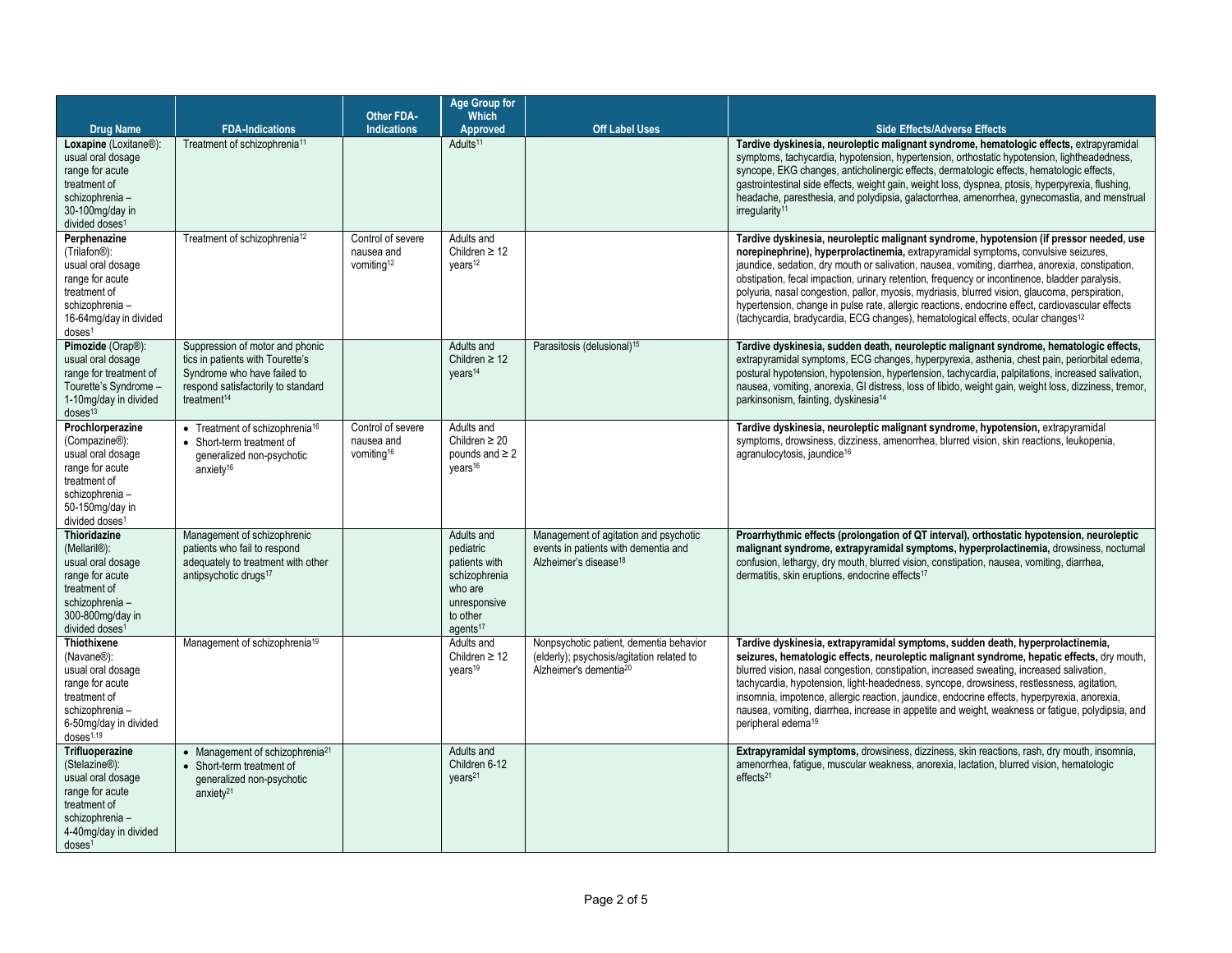| Drug Name | FDA-Indications | Other FDA-Indications | Age Group for Which Approved | Off Label Uses | Side Effects/Adverse Effects |
|---|---|---|---|---|---|
| **Loxapine** (Loxitane®): usual oral dosage range for acute treatment of schizophrenia – 30-100mg/day in divided doses[1] | Treatment of schizophrenia[11] | | Adults[11] | | **Tardive dyskinesia, neuroleptic malignant syndrome, hematologic effects,** extrapyramidal symptoms, tachycardia, hypotension, hypertension, orthostatic hypotension, lightheadedness, syncope, EKG changes, anticholinergic effects, dermatologic effects, hematologic effects, gastrointestinal side effects, weight gain, weight loss, dyspnea, ptosis, hyperpyrexia, flushing, headache, paresthesia, and polydipsia, galactorrhea, amenorrhea, gynecomastia, and menstrual irregularity[11] |
| **Perphenazine** (Trilafon®): usual oral dosage range for acute treatment of schizophrenia – 16-64mg/day in divided doses[1] | Treatment of schizophrenia[12] | Control of severe nausea and vomiting[12] | Adults and Children ≥ 12 years[12] | | **Tardive dyskinesia, neuroleptic malignant syndrome, hypotension (if pressor needed, use norepinephrine), hyperprolactinemia,** extrapyramidal symptoms**,** convulsive seizures, jaundice, sedation, dry mouth or salivation, nausea, vomiting, diarrhea, anorexia, constipation, obstipation, fecal impaction, urinary retention, frequency or incontinence, bladder paralysis, polyuria, nasal congestion, pallor, myosis, mydriasis, blurred vision, glaucoma, perspiration, hypertension, change in pulse rate, allergic reactions, endocrine effect, cardiovascular effects (tachycardia, bradycardia, ECG changes), hematological effects, ocular changes[12] |
| **Pimozide** (Orap®): usual oral dosage range for treatment of Tourette's Syndrome – 1-10mg/day in divided doses[13] | Suppression of motor and phonic tics in patients with Tourette's Syndrome who have failed to respond satisfactorily to standard treatment[14] | | Adults and Children ≥ 12 years[14] | Parasitosis (delusional)[15] | **Tardive dyskinesia, sudden death, neuroleptic malignant syndrome, hematologic effects,** extrapyramidal symptoms, ECG changes, hyperpyrexia, asthenia, chest pain, periorbital edema, postural hypotension, hypotension, hypertension, tachycardia, palpitations, increased salivation, nausea, vomiting, anorexia, GI distress, loss of libido, weight gain, weight loss, dizziness, tremor, parkinsonism, fainting, dyskinesia[14] |
| **Prochlorperazine** (Compazine®): usual oral dosage range for acute treatment of schizophrenia – 50-150mg/day in divided doses[1] | • Treatment of schizophrenia[16] <br> • Short-term treatment of generalized non-psychotic anxiety[16] | Control of severe nausea and vomiting[16] | Adults and Children ≥ 20 pounds and ≥ 2 years[16] | | **Tardive dyskinesia, neuroleptic malignant syndrome, hypotension,** extrapyramidal symptoms, drowsiness, dizziness, amenorrhea, blurred vision, skin reactions, leukopenia, agranulocytosis, jaundice[16] |
| **Thioridazine** (Mellaril®): usual oral dosage range for acute treatment of schizophrenia – 300-800mg/day in divided doses[1] | Management of schizophrenic patients who fail to respond adequately to treatment with other antipsychotic drugs[17] | | Adults and pediatric patients with schizophrenia who are unresponsive to other agents[17] | Management of agitation and psychotic events in patients with dementia and Alzheimer's disease[18] | **Proarrhythmic effects (prolongation of QT interval), orthostatic hypotension, neuroleptic malignant syndrome, extrapyramidal symptoms, hyperprolactinemia,** drowsiness, nocturnal confusion, lethargy, dry mouth, blurred vision, constipation, nausea, vomiting, diarrhea, dermatitis, skin eruptions, endocrine effects[17] |
| **Thiothixene** (Navane®): usual oral dosage range for acute treatment of schizophrenia – 6-50mg/day in divided doses[1,19] | Management of schizophrenia[19] | | Adults and Children ≥ 12 years[19] | Nonpsychotic patient, dementia behavior (elderly); psychosis/agitation related to Alzheimer's dementia[20] | **Tardive dyskinesia, extrapyramidal symptoms, sudden death, hyperprolactinemia, seizures, hematologic effects, neuroleptic malignant syndrome, hepatic effects,** dry mouth, blurred vision, nasal congestion, constipation, increased sweating, increased salivation, tachycardia, hypotension, light-headedness, syncope, drowsiness, restlessness, agitation, insomnia, impotence, allergic reaction, jaundice, endocrine effects, hyperpyrexia, anorexia, nausea, vomiting, diarrhea, increase in appetite and weight, weakness or fatigue, polydipsia, and peripheral edema[19] |
| **Trifluoperazine** (Stelazine®): usual oral dosage range for acute treatment of schizophrenia – 4-40mg/day in divided doses[1] | • Management of schizophrenia[21] <br> • Short-term treatment of generalized non-psychotic anxiety[21] | | Adults and Children 6-12 years[21] | | **Extrapyramidal symptoms,** drowsiness, dizziness, skin reactions, rash, dry mouth, insomnia, amenorrhea, fatigue, muscular weakness, anorexia, lactation, blurred vision, hematologic effects[21] |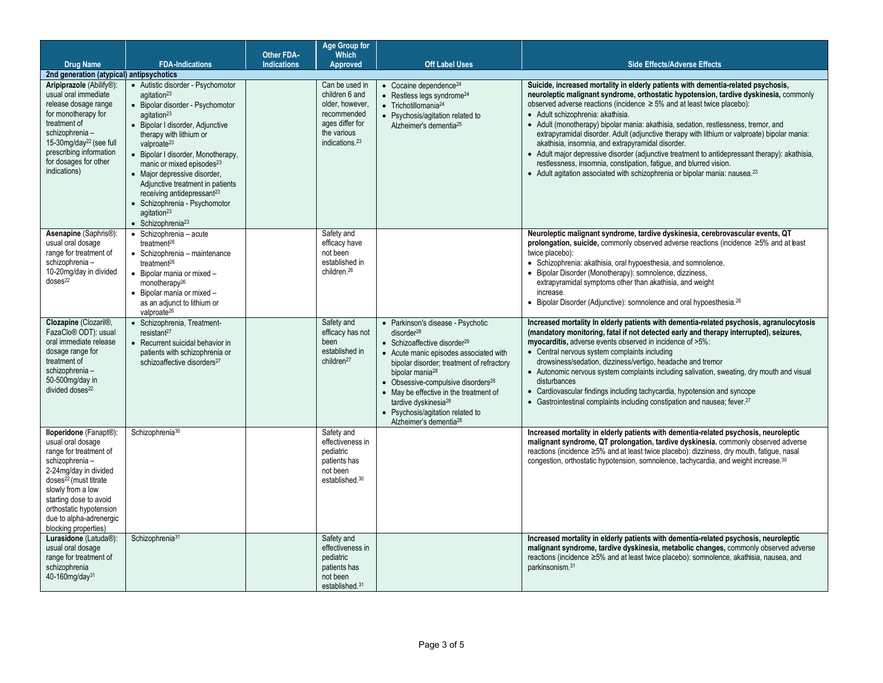| Drug Name | FDA-Indications | Other FDA-Indications | Age Group for Which Approved | Off Label Uses | Side Effects/Adverse Effects |
|---|---|---|---|---|---|
| **2nd generation (atypical) antipsychotics** | | | | | |
| **Aripiprazole** (Abilify®): usual oral immediate release dosage range for monotherapy for treatment of schizophrenia – 15-30mg/day[22] (see full prescribing information for dosages for other indications) | • Autistic disorder - Psychomotor agitation[23]<br>• Bipolar disorder - Psychomotor agitation[23]<br>• Bipolar I disorder, Adjunctive therapy with lithium or valproate[23]<br>• Bipolar I disorder, Monotherapy, manic or mixed episodes[23]<br>• Major depressive disorder, Adjunctive treatment in patients receiving antidepressant[23]<br>• Schizophrenia - Psychomotor agitation[23]<br>• Schizophrenia[23] | | Can be used in children 6 and older, however, recommended ages differ for the various indications.[23] | • Cocaine dependence[24]<br>• Restless legs syndrome[24]<br>• Trichotillomania[24]<br>• Psychosis/agitation related to Alzheimer's dementia[25] | **Suicide, increased mortality in elderly patients with dementia-related psychosis, neuroleptic malignant syndrome, orthostatic hypotension, tardive dyskinesia,** commonly observed adverse reactions (incidence ≥ 5% and at least twice placebo):<br>• Adult schizophrenia: akathisia.<br>• Adult (monotherapy) bipolar mania: akathisia, sedation, restlessness, tremor, and extrapyramidal disorder. Adult (adjunctive therapy with lithium or valproate) bipolar mania: akathisia, insomnia, and extrapyramidal disorder.<br>• Adult major depressive disorder (adjunctive treatment to antidepressant therapy): akathisia, restlessness, insomnia, constipation, fatigue, and blurred vision.<br>• Adult agitation associated with schizophrenia or bipolar mania: nausea.[23] |
| **Asenapine** (Saphris®): usual oral dosage range for treatment of schizophrenia – 10-20mg/day in divided doses[22] | • Schizophrenia – acute treatment[26]<br>• Schizophrenia – maintenance treatment[26]<br>• Bipolar mania or mixed – monotherapy[26]<br>• Bipolar mania or mixed – as an adjunct to lithium or valproate[26] | | Safety and efficacy have not been established in children.[26] | | **Neuroleptic malignant syndrome, tardive dyskinesia, cerebrovascular events, QT prolongation, suicide,** commonly observed adverse reactions (incidence ≥5% and at least twice placebo):<br>• Schizophrenia: akathisia, oral hypoesthesia, and somnolence.<br>• Bipolar Disorder (Monotherapy): somnolence, dizziness, extrapyramidal symptoms other than akathisia, and weight increase.<br>• Bipolar Disorder (Adjunctive): somnolence and oral hypoesthesia.[26] |
| **Clozapine** (Clozaril®, FazaClo® ODT): usual oral immediate release dosage range for treatment of schizophrenia – 50-500mg/day in divided doses[22] | • Schizophrenia, Treatment-resistant[27]<br>• Recurrent suicidal behavior in patients with schizophrenia or schizoaffective disorders[27] | | Safety and efficacy has not been established in children[27] | • Parkinson's disease - Psychotic disorder[28]<br>• Schizoaffective disorder[29]<br>• Acute manic episodes associated with bipolar disorder; treatment of refractory bipolar mania[28]<br>• Obsessive-compulsive disorders[28]<br>• May be effective in the treatment of tardive dyskinesia[28]<br>• Psychosis/agitation related to Alzheimer's dementia[28] | **Increased mortality In elderly patients with dementia-related psychosis, agranulocytosis (mandatory monitoring, fatal if not detected early and therapy interrupted), seizures, myocarditis,** adverse events observed in incidence of >5%:<br>• Central nervous system complaints including drowsiness/sedation, dizziness/vertigo, headache and tremor<br>• Autonomic nervous system complaints including salivation, sweating, dry mouth and visual disturbances<br>• Cardiovascular findings including tachycardia, hypotension and syncope<br>• Gastrointestinal complaints including constipation and nausea; fever.[27] |
| **Iloperidone** (Fanapt®): usual oral dosage range for treatment of schizophrenia – 2-24mg/day in divided doses[22] (must titrate slowly from a low starting dose to avoid orthostatic hypotension due to alpha-adrenergic blocking properties) | Schizophrenia[30] | | Safety and effectiveness in pediatric patients has not been established.[30] | | **Increased mortality in elderly patients with dementia-related psychosis, neuroleptic malignant syndrome, QT prolongation, tardive dyskinesia.** commonly observed adverse reactions (incidence ≥5% and at least twice placebo): dizziness, dry mouth, fatigue, nasal congestion, orthostatic hypotension, somnolence, tachycardia, and weight increase.[30] |
| **Lurasidone** (Latuda®): usual oral dosage range for treatment of schizophrenia 40-160mg/day[31] | Schizophrenia[31] | | Safety and effectiveness in pediatric patients has not been established.[31] | | **Increased mortality in elderly patients with dementia-related psychosis, neuroleptic malignant syndrome, tardive dyskinesia, metabolic changes,** commonly observed adverse reactions (incidence ≥5% and at least twice placebo): somnolence, akathisia, nausea, and parkinsonism.[31] |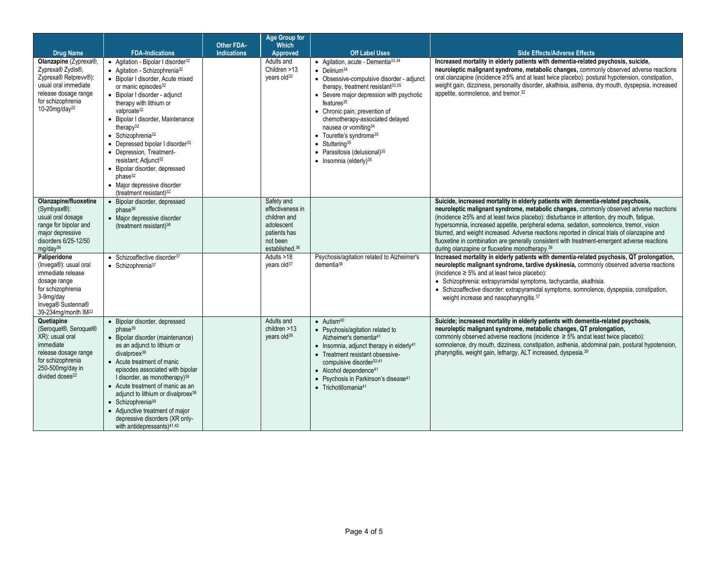| Drug Name | FDA-Indications | Other FDA-Indications | Age Group for Which Approved | Off Label Uses | Side Effects/Adverse Effects |
|---|---|---|---|---|---|
| **Olanzapine** (Zyprexa®, Zyprexa® Zydis®, Zyprexa® Relprevv®): usual oral immediate release dosage range for schizophrenia 10-20mg/day[22] | • Agitation - Bipolar I disorder[32]<br>• Agitation - Schizophrenia[32]<br>• Bipolar I disorder, Acute mixed or manic episodes[32]<br>• Bipolar I disorder - adjunct therapy with lithium or valproate[32]<br>• Bipolar I disorder, Maintenance therapy[32]<br>• Schizophrenia[32]<br>• Depressed bipolar I disorder[32]<br>• Depression, Treatment-resistant; Adjunct[32]<br>• Bipolar disorder, depressed phase[32]<br>• Major depressive disorder (treatment resistant)[32] | | Adults and Children >13 years old[32] | • Agitation, acute - Dementia[33,34]<br>• Delirium[34]<br>• Obsessive-compulsive disorder - adjunct therapy, treatment resistant[33,35]<br>• Severe major depression with psychotic features[35]<br>• Chronic pain; prevention of chemotherapy-associated delayed nausea or vomiting[34]<br>• Tourette's syndrome[35]<br>• Stuttering[35]<br>• Parasitosis (delusional)[35]<br>• Insomnia (elderly)[35] | **Increased mortality in elderly patients with dementia-related psychosis, suicide, neuroleptic malignant syndrome, metabolic changes,** commonly observed adverse reactions oral olanzapine (incidence ≥5% and at least twice placebo): postural hypotension, constipation, weight gain, dizziness, personality disorder, akathisia, asthenia, dry mouth, dyspepsia, increased appetite, somnolence, and tremor.[32] |
| **Olanzapine/fluoxetine** (Symbyax®): usual oral dosage range for bipolar and major depressive disorders 6/25-12/50 mg/day[36] | • Bipolar disorder, depressed phase[36]<br>• Major depressive disorder (treatment resistant)[36] | | Safety and effectiveness in children and adolescent patients has not been established.[36] | | **Suicide, increased mortality in elderly patients with dementia-related psychosis, neuroleptic malignant syndrome, metabolic changes,** commonly observed adverse reactions (incidence ≥5% and at least twice placebo): disturbance in attention, dry mouth, fatigue, hypersomnia, increased appetite, peripheral edema, sedation, somnolence, tremor, vision blurred, and weight increased. Adverse reactions reported in clinical trials of olanzapine and fluoxetine in combination are generally consistent with treatment-emergent adverse reactions during olanzapine or fluoxetine monotherapy.[36] |
| **Paliperidone** (Invega®): usual oral immediate release dosage range for schizophrenia 3-9mg/day<br>Invega® Sustenna® 39-234mg/month IM[22] | • Schizoaffective disorder[37]<br>• Schizophrenia[37] | | Adults >18 years old[37] | Psychosis/agitation related to Alzheimer's dementia[38] | **Increased mortality in elderly patients with dementia-related psychosis, QT prolongation, neuroleptic malignant syndrome, tardive dyskinesia,** commonly observed adverse reactions (incidence ≥ 5% and at least twice placebo):<br>• Schizophrenia: extrapyramidal symptoms, tachycardia, akathisia.<br>• Schizoaffective disorder: extrapyramidal symptoms, somnolence, dyspepsia, constipation, weight increase and nasopharyngitis.[37] |
| **Quetiapine** (Seroquel®, Seroquel® XR): usual oral immediate release dosage range for schizophrenia 250-500mg/day in divided doses[22] | • Bipolar disorder, depressed phase[39]<br>• Bipolar disorder (maintenance) as an adjunct to lithium or divalproex[39]<br>• Acute treatment of manic episodes associated with bipolar I disorder, as monotherapy)[39]<br>• Acute treatment of manic as an adjunct to lithium or divalproex[39]<br>• Schizophrenia[39]<br>• Adjunctive treatment of major depressive disorders (XR only-with antidepressants)[41,42] | | Adults and children >13 years old[39] | • Autism[40]<br>• Psychosis/agitation related to Alzheimer's dementia[41]<br>• Insomnia, adjunct therapy in elderly[41]<br>• Treatment resistant obsessive-compulsive disorder[33,41]<br>• Alcohol dependence[41]<br>• Psychosis in Parkinson's disease[41]<br>• Trichotillomania[41] | **Suicide; increased mortality in elderly patients with dementia-related psychosis, neuroleptic malignant syndrome, metabolic changes, QT prolongation,** commonly observed adverse reactions (incidence ≥ 5% andat least twice placebo): somnolence, dry mouth, dizziness, constipation, asthenia, abdominal pain, postural hypotension, pharyngitis, weight gain, lethargy, ALT increased, dyspesia.[39] |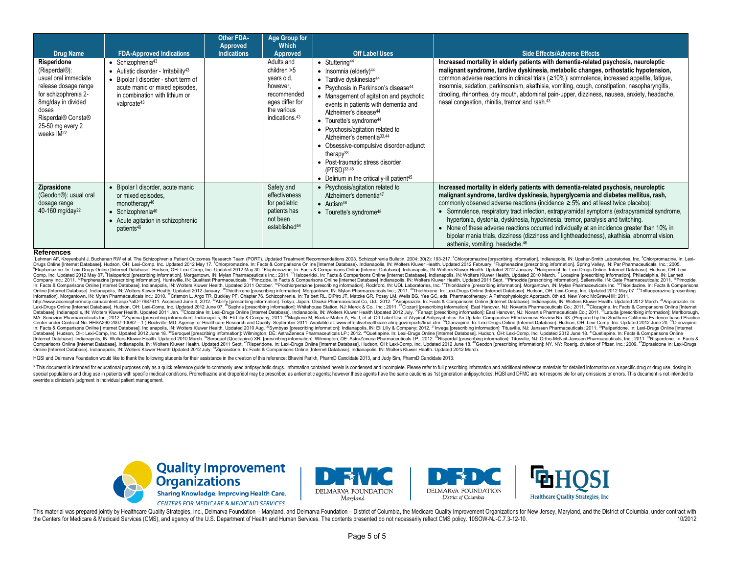| Drug Name | FDA-Approved Indications | Other FDA-Approved Indications | Age Group for Which Approved | Off Label Uses | Side Effects/Adverse Effects |
|---|---|---|---|---|---|
| **Risperidone** (Risperdal®): usual oral immediate release dosage range for schizophrenia 2-8mg/day in divided doses Risperdal® Consta® 25-50 mg every 2 weeks IM[22] | • Schizophrenia[43] • Autistic disorder - Irritability[43] • Bipolar I disorder - short term of acute manic or mixed episodes, in combination with lithium or valproate[43] | | Adults and children >5 years old, however, recommended ages differ for the various indications.[43] | • Stuttering[44] • Insomnia (elderly)[44] • Tardive dyskinesias[44] • Psychosis in Parkinson's disease[44] • Management of agitation and psychotic events in patients with dementia and Alzheimer's disease[44] • Tourette's syndrome[44] • Psychosis/agitation related to Alzheimer's dementia[33,44] • Obsessive-compulsive disorder-adjunct therapy[33] • Post-traumatic stress disorder (PTSD)[33,45] • Delirium in the critically-ill patient[45] | **Increased mortality in elderly patients with dementia-related psychosis, neuroleptic malignant syndrome, tardive dyskinesia, metabolic changes, orthostatic hypotension,** common adverse reactions in clinical trials (≥10%): somnolence, increased appetite, fatigue, insomnia, sedation, parkinsonism, akathisia, vomiting, cough, constipation, nasopharyngitis, drooling, rhinorrhea, dry mouth, abdominal pain-upper, dizziness, nausea, anxiety, headache, nasal congestion, rhinitis, tremor and rash.[43] |
| **Ziprasidone** (Geodon®): usual oral dosage range 40-160 mg/day[22] | • Bipolar I disorder, acute manic or mixed episodes, monotherapy[46] • Schizophrenia[46] • Acute agitation in schizophrenic patients[46] | | Safety and effectiveness for pediatric patients has not been established[46] | • Psychosis/agitation related to Alzheimer's dementia[47] • Autism[48] • Tourette's syndrome[48] | **Increased mortality in elderly patients with dementia-related psychosis, neuroleptic malignant syndrome, tardive dyskinesia, hyperglycemia and diabetes mellitus, rash,** commonly observed adverse reactions (incidence ≥ 5% and at least twice placebo): • Somnolence, respiratory tract infection, extrapyramidal symptoms (extrapyramidal syndrome, hypertonia, dystonia, dyskinesia, hypokinesia, tremor, paralysis and twitching. • None of these adverse reactions occurred individually at an incidence greater than 10% in bipolar mania trials, dizziness (dizziness and lightheadedness), akathisia, abnormal vision, asthenia, vomiting, headache.[46] |

## References

[1]Lehman AF, Kreyenbuhl J, Buchanan RW et al. The Schizophrenia Patient Outcomes Research Team (PORT). Updated Treatment Recommendations 2003. Schizophrenia Bulletin. 2004; 30(2): 193-217. [2]Chlorpromazine [prescribing information]. Indianapolis, IN: Upsher-Smith Laboratories, Inc. [3]Chlorpromazine. In: Lexi-Drugs Online [Internet Database]. Hudson, OH: Lexi-Comp, Inc. Updated 2012 May 17. [4]Chlorpromazine. In: Facts & Comparisons Online [Internet Database]. Indianapolis, IN: Wolters Kluwer Health. Updated 2012 February. [5]Fluphenazine [prescribing information]. Spring Valley, IN: Par Pharmaceuticals, Inc.; 2005. [6]Fluphenazine. In: Lexi-Drugs Online [Internet Database]. Hudson, OH: Lexi-Comp, Inc. Updated 2012 May 30. [7]Fluphenazine. In: Facts & Comparisons Online [Internet Database]. Indianapolis, IN: Wolters Kluwer Health. Updated 2012 January. [8]Haloperidol. In: Lexi-Drugs Online [Internet Database]. Hudson, OH: Lexi-Comp, Inc. Updated 2012 May 07. [9]Haloperidol [prescribing information]. Morgantown, IN: Mylan Pharmaceuticals Inc.; 2011. [10]Haloperidol. In: Facts & Comparisons Online [Internet Database]. Indianapolis, IN: Wolters Kluwer Health. Updated 2010 March. [11]Loxapine [prescribing information]. Philadelphia, IN: Lannett Company Inc.; 2011. [12]Perphenazine [prescribing information]. Huntsville, IN: Qualitest Pharmaceuticals. [13]Pimozide. In Facts & Comparisons Online [Internet Database] Indianapolis, IN: Wolters Kluwer Health. Updated 2011 Sept. [14]Pimozide [prescribing information]. Sellersville. IN: Gate Pharmaceuticals; 2011. [15]Pimozide. In: Facts & Comparisons Online [Internet Database]. Indianapolis, IN: Wolters Kluwer Health. Updated 2011 October. [16]Prochlorperazine [prescribing information]. Rockford, IN: UDL Laboratories, Inc. [17]Thioridazine [prescribing information]. Morgantown, IN: Mylan Pharmaceuticals Inc. [18]Thioridazine. In: Facts & Comparisons Online [Internet Database]. Indianapolis, IN: Wolters Kluwer Health. Updated 2012 January. [19]Thiothixene [prescribing information]. Morgantown, IN: Mylan Pharmaceuticals Inc.; 2011. [20]Thiothixene. In: Lexi-Drugs Online [Internet Database]. Hudson, OH: Lexi-Comp, Inc. Updated 2012 May 07. [21]Trifluoperazine [prescribing information]. Morgantown, IN: Mylan Pharmaceuticals Inc.; 2010. [22]Crismon L, Argo TR, Buckley PF. Chapter 76. Schizophrenia. In: Talbert RL, DiPiro JT, Matzke GR, Posey LM, Wells BG, Yee GC, eds. Pharmacotherapy: A Pathophysiologic Approach. 8th ed. New York: McGraw-Hill; 2011. http://www.accesspharmacy.com/content.aspx?aID=7987911. Accessed June 4, 2012. [23]Abilify [prescribing information]. Tokyo, Japan: Otsuka Pharmaceutical Co, Ltd.; 2012. [24]Aripiprazole. In: Facts & Comparisons Online [Internet Database]. Indianapolis, IN: Wolters Kluwer Health. Updated 2012 March. [25]Aripiprazole. In: Lexi-Drugs Online [Internet Database]. Hudson, OH: Lexi-Comp, Inc. Updated 2012 June 07. [26]Saphris [prescribing information]: Whitehouse Station, NJ: Merck & Co., Inc.; 2011. [27]Clozaril [prescribing information]: East Hanover, NJ: Novartis Pharmaceuticals Co.; 2011. [28]Clozapine. In: Facts & Comparisons Online [Internet Database]. Indianapolis, IN: Wolters Kluwer Health. Updated 2011 Jan. [29]Clozapine In: Lexi-Drugs Online [Internet Database]. Indianapolis, IN: Wolters Kluwer Health Updated 2012 July. [30]Fanapt [prescribing information]: East Hanover, NJ: Novartis Pharmaceuticals Co.; 2011. [31]Latuda [prescribing information]: Marlborough, MA: Sunovion Pharmaceuticals Inc.; 2012. [32]Zyprexa [prescribing information]: Indianapolis, IN: Eli Lilly & Company; 2011. [33]Maglione M, Ruelaz Maher A, Hu J, et al. Off-Label Use of Atypical Antipsychotics: An Update. Comparative Effectiveness Review No. 43. (Prepared by the Southern California Evidence-based Practice Center under Contract No. HHSA290-2007-10062 – 1.) Rockville, MD: Agency for Healthcare Research and Quality. September 2011. Available at: www.effectivehealthcare.ahrq.gov/reports/final.cfm. [34]Olanzapine. In: Lexi-Drugs Online [Internet Database]. Hudson, OH: Lexi-Comp, Inc. Updated 2012 June 20. [35]Olanzapine. In: Facts & Comparisons Online [Internet Database]. Indianapolis, IN: Wolters Kluwer Health. Updated 2010 Aug. [36]Symbyax [prescribing information]: Indianapolis, IN: Eli Lilly & Company; 2012. [37]Invega [prescribing information]: Titusville, NJ: Janssen Pharmaceuticals; 2011. [38]Paliperidone. In: Lexi-Drugs Online [Internet Database]. Hudson, OH: Lexi-Comp, Inc. Updated 2012 June 18. [39]Seroquel [prescribing information]: Wilmington, DE: AstraZeneca Pharmaceuticals LP.; 2012. [40]Quetiapine. In: Lexi-Drugs Online [Internet Database]. Hudson, OH: Lexi-Comp, Inc. Updated 2012 June 18. [41]Quetiapine. In: Facts & Comparisons Online [Internet Database]. Indianapolis, IN: Wolters Kluwer Health. Updated 2010 March. [42]Seroquel (Quetiapine) XR. [prescribing information]: Wilmington, DE: AstraZeneca Pharmaceuticals LP.; 2012. [43]Risperdal [prescribing information]: Titusville, NJ: Ortho-McNeil-Janssen Pharmaceuticals, Inc.; 2011. [44]Risperdone. In: Facts & Comparisons Online [Internet Database]. Indianapolis, IN: Wolters Kluwer Health. Updated 2011 Sept. [45]Risperidone. In: Lexi-Drugs Online [Internet Database]. Hudson, OH: Lexi-Comp, Inc. Updated 2012 June 18. [46]Geodon [prescribing information]: NY, NY: Roerig, division of Pfizer, Inc.; 2009. [47]Ziprasidone In: Lexi-Drugs Online [Internet Database]. Indianapolis, IN: Wolters Kluwer Health Updated 2012 July. [48]Ziprasidone. In: Facts & Comparisons Online [Internet Database]. Indianapolis, IN: Wolters Kluwer Health. Updated 2012 March.

HQSI and Delmarva Foundation would like to thank the following students for their assistance in the creation of this reference: Bhavini Parikh, PharmD Candidate 2013, and Judy Sim, PharmD Candidate 2013.

\* This document is intended for educational purposes only as a quick reference guide to commonly used antipsychotic drugs. Information contained herein is condensed and incomplete. Please refer to full prescribing information and additional reference materials for detailed information on a specific drug or drug use, dosing in special populations and drug use in patients with specific medical conditions. Promethazine and droperidol may be prescribed as antiemetic agents; however these agents have the same cautions as 1st generation antipsychotics. HQSI and DFMC are not responsible for any omissions or errors. This document is not intended to override a clinician's judgment in individual patient management.

Quality Improvement Organizations — Sharing Knowledge. Improving Health Care. — CENTERS FOR MEDICARE & MEDICAID SERVICES | DFMC Delmarva Foundation Maryland | DFDC Delmarva Foundation District of Columbia | HQSI Healthcare Quality Strategies, Inc.

This material was prepared jointly by Healthcare Quality Strategies, Inc., Delmarva Foundation – Maryland, and Delmarva Foundation – District of Columbia, the Medicare Quality Improvement Organizations for New Jersey, Maryland, and the District of Columbia, under contract with the Centers for Medicare & Medicaid Services (CMS), and agency of the U.S. Department of Health and Human Services. The contents presented do not necessarily reflect CMS policy. 10SOW-NJ-C.7.3-12-10. 10/2012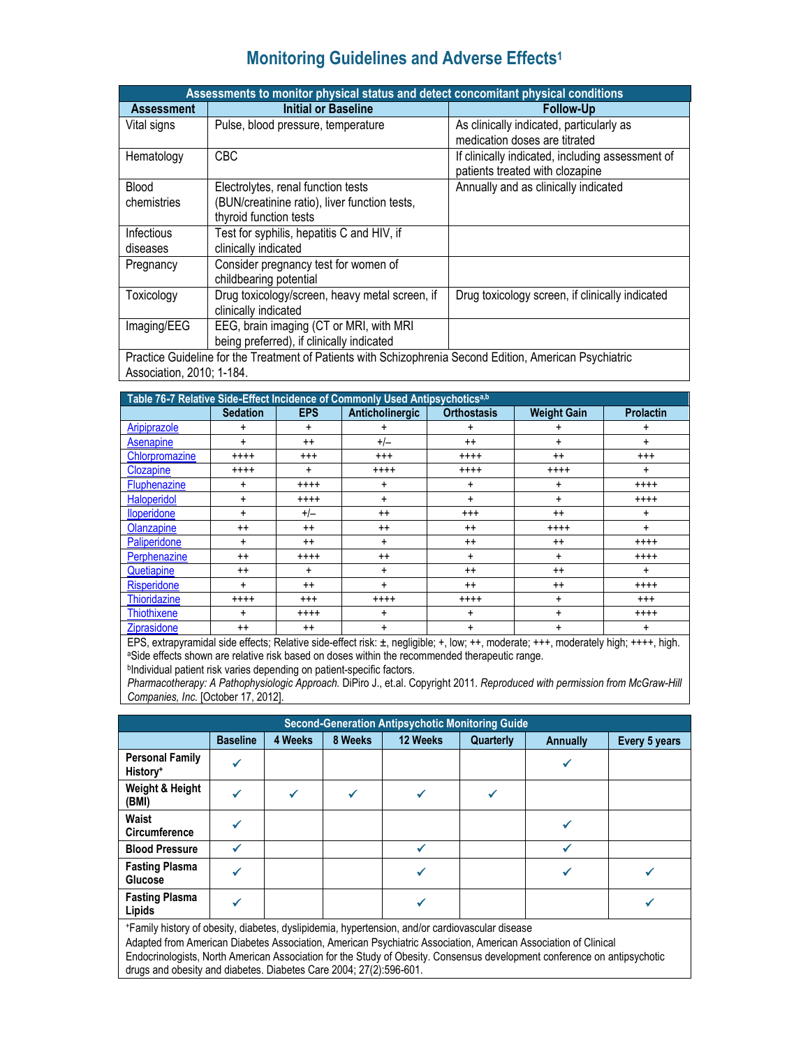# Monitoring Guidelines and Adverse Effects[1]

| Assessments to monitor physical status and detect concomitant physical conditions | | |
|---|---|---|
| **Assessment** | **Initial or Baseline** | **Follow-Up** |
| Vital signs | Pulse, blood pressure, temperature | As clinically indicated, particularly as medication doses are titrated |
| Hematology | CBC | If clinically indicated, including assessment of patients treated with clozapine |
| Blood chemistries | Electrolytes, renal function tests (BUN/creatinine ratio), liver function tests, thyroid function tests | Annually and as clinically indicated |
| Infectious diseases | Test for syphilis, hepatitis C and HIV, if clinically indicated | |
| Pregnancy | Consider pregnancy test for women of childbearing potential | |
| Toxicology | Drug toxicology/screen, heavy metal screen, if clinically indicated | Drug toxicology screen, if clinically indicated |
| Imaging/EEG | EEG, brain imaging (CT or MRI, with MRI being preferred), if clinically indicated | |

Practice Guideline for the Treatment of Patients with Schizophrenia Second Edition, American Psychiatric Association, 2010; 1-184.

**Table 76-7 Relative Side-Effect Incidence of Commonly Used Antipsychotics[a,b]**

| | Sedation | EPS | Anticholinergic | Orthostasis | Weight Gain | Prolactin |
|---|---|---|---|---|---|---|
| Aripiprazole | + | + | + | + | + | + |
| Asenapine | + | ++ | +/– | ++ | + | + |
| Chlorpromazine | ++++ | +++ | +++ | ++++ | ++ | +++ |
| Clozapine | ++++ | + | ++++ | ++++ | ++++ | + |
| Fluphenazine | + | ++++ | + | + | + | ++++ |
| Haloperidol | + | ++++ | + | + | + | ++++ |
| Iloperidone | + | +/– | ++ | +++ | ++ | + |
| Olanzapine | ++ | ++ | ++ | ++ | ++++ | + |
| Paliperidone | + | ++ | + | ++ | ++ | ++++ |
| Perphenazine | ++ | ++++ | ++ | + | + | ++++ |
| Quetiapine | ++ | + | + | ++ | ++ | + |
| Risperidone | + | ++ | + | ++ | ++ | ++++ |
| Thioridazine | ++++ | +++ | ++++ | ++++ | + | +++ |
| Thiothixene | + | ++++ | + | + | + | ++++ |
| Ziprasidone | ++ | ++ | + | + | + | + |

EPS, extrapyramidal side effects; Relative side-effect risk: ±, negligible; +, low; ++, moderate; +++, moderately high; ++++, high.
[a]Side effects shown are relative risk based on doses within the recommended therapeutic range.
[b]Individual patient risk varies depending on patient-specific factors.
*Pharmacotherapy: A Pathophysiologic Approach.* DiPiro J., et.al. Copyright 2011. *Reproduced with permission from McGraw-Hill Companies, Inc.* [October 17, 2012].

**Second-Generation Antipsychotic Monitoring Guide**

| | Baseline | 4 Weeks | 8 Weeks | 12 Weeks | Quarterly | Annually | Every 5 years |
|---|---|---|---|---|---|---|---|
| **Personal Family History[+]** | ✓ | | | | | ✓ | |
| **Weight & Height (BMI)** | ✓ | ✓ | ✓ | ✓ | ✓ | | |
| **Waist Circumference** | ✓ | | | | | ✓ | |
| **Blood Pressure** | ✓ | | | ✓ | | ✓ | |
| **Fasting Plasma Glucose** | ✓ | | | ✓ | | ✓ | ✓ |
| **Fasting Plasma Lipids** | ✓ | | | ✓ | | | ✓ |

[+]Family history of obesity, diabetes, dyslipidemia, hypertension, and/or cardiovascular disease
Adapted from American Diabetes Association, American Psychiatric Association, American Association of Clinical Endocrinologists, North American Association for the Study of Obesity. Consensus development conference on antipsychotic drugs and obesity and diabetes. Diabetes Care 2004; 27(2):596-601.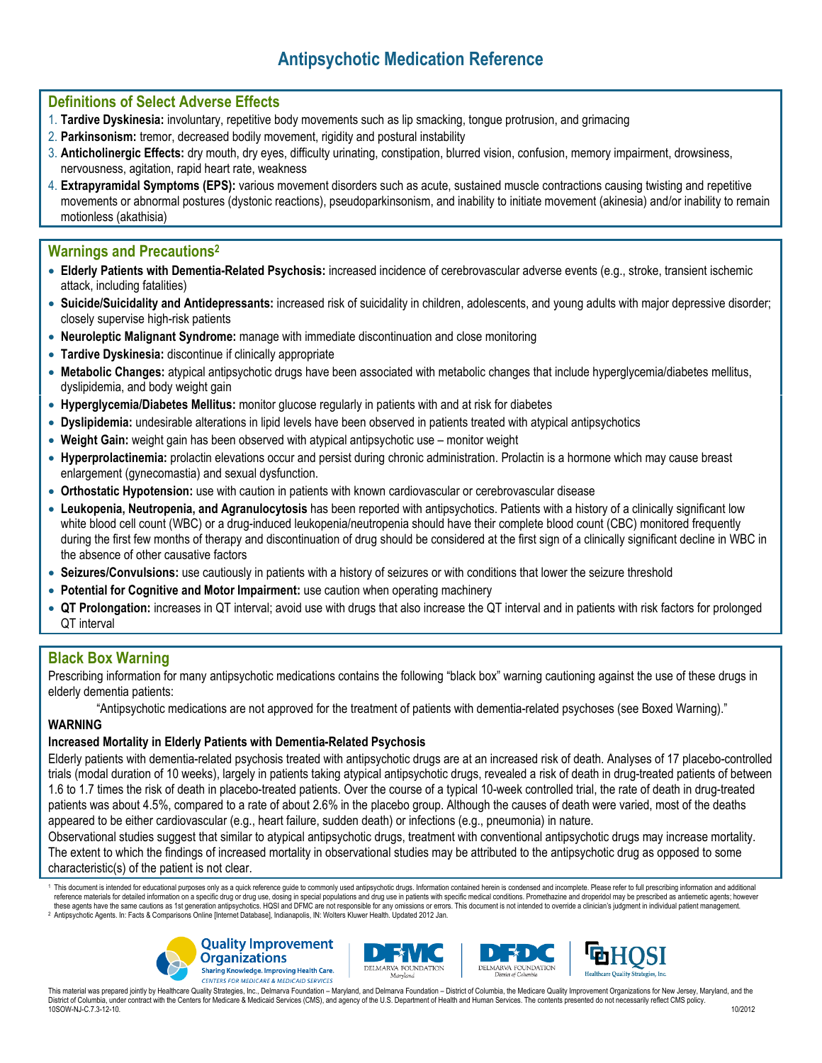# Antipsychotic Medication Reference

## Definitions of Select Adverse Effects

1. **Tardive Dyskinesia:** involuntary, repetitive body movements such as lip smacking, tongue protrusion, and grimacing
2. **Parkinsonism:** tremor, decreased bodily movement, rigidity and postural instability
3. **Anticholinergic Effects:** dry mouth, dry eyes, difficulty urinating, constipation, blurred vision, confusion, memory impairment, drowsiness, nervousness, agitation, rapid heart rate, weakness
4. **Extrapyramidal Symptoms (EPS):** various movement disorders such as acute, sustained muscle contractions causing twisting and repetitive movements or abnormal postures (dystonic reactions), pseudoparkinsonism, and inability to initiate movement (akinesia) and/or inability to remain motionless (akathisia)

## Warnings and Precautions[2]

- **Elderly Patients with Dementia-Related Psychosis:** increased incidence of cerebrovascular adverse events (e.g., stroke, transient ischemic attack, including fatalities)
- **Suicide/Suicidality and Antidepressants:** increased risk of suicidality in children, adolescents, and young adults with major depressive disorder; closely supervise high-risk patients
- **Neuroleptic Malignant Syndrome:** manage with immediate discontinuation and close monitoring
- **Tardive Dyskinesia:** discontinue if clinically appropriate
- **Metabolic Changes:** atypical antipsychotic drugs have been associated with metabolic changes that include hyperglycemia/diabetes mellitus, dyslipidemia, and body weight gain
- **Hyperglycemia/Diabetes Mellitus:** monitor glucose regularly in patients with and at risk for diabetes
- **Dyslipidemia:** undesirable alterations in lipid levels have been observed in patients treated with atypical antipsychotics
- **Weight Gain:** weight gain has been observed with atypical antipsychotic use – monitor weight
- **Hyperprolactinemia:** prolactin elevations occur and persist during chronic administration. Prolactin is a hormone which may cause breast enlargement (gynecomastia) and sexual dysfunction.
- **Orthostatic Hypotension:** use with caution in patients with known cardiovascular or cerebrovascular disease
- **Leukopenia, Neutropenia, and Agranulocytosis** has been reported with antipsychotics. Patients with a history of a clinically significant low white blood cell count (WBC) or a drug-induced leukopenia/neutropenia should have their complete blood count (CBC) monitored frequently during the first few months of therapy and discontinuation of drug should be considered at the first sign of a clinically significant decline in WBC in the absence of other causative factors
- **Seizures/Convulsions:** use cautiously in patients with a history of seizures or with conditions that lower the seizure threshold
- **Potential for Cognitive and Motor Impairment:** use caution when operating machinery
- **QT Prolongation:** increases in QT interval; avoid use with drugs that also increase the QT interval and in patients with risk factors for prolonged QT interval

## Black Box Warning

Prescribing information for many antipsychotic medications contains the following "black box" warning cautioning against the use of these drugs in elderly dementia patients:

"Antipsychotic medications are not approved for the treatment of patients with dementia-related psychoses (see Boxed Warning)."

**WARNING**

**Increased Mortality in Elderly Patients with Dementia-Related Psychosis**

Elderly patients with dementia-related psychosis treated with antipsychotic drugs are at an increased risk of death. Analyses of 17 placebo-controlled trials (modal duration of 10 weeks), largely in patients taking atypical antipsychotic drugs, revealed a risk of death in drug-treated patients of between 1.6 to 1.7 times the risk of death in placebo-treated patients. Over the course of a typical 10-week controlled trial, the rate of death in drug-treated patients was about 4.5%, compared to a rate of about 2.6% in the placebo group. Although the causes of death were varied, most of the deaths appeared to be either cardiovascular (e.g., heart failure, sudden death) or infections (e.g., pneumonia) in nature.

Observational studies suggest that similar to atypical antipsychotic drugs, treatment with conventional antipsychotic drugs may increase mortality. The extent to which the findings of increased mortality in observational studies may be attributed to the antipsychotic drug as opposed to some characteristic(s) of the patient is not clear.

[1] This document is intended for educational purposes only as a quick reference guide to commonly used antipsychotic drugs. Information contained herein is condensed and incomplete. Please refer to full prescribing information and additional reference materials for detailed information on a specific drug or drug use, dosing in special populations and drug use in patients with specific medical conditions. Promethazine and droperidol may be prescribed as antiemetic agents; however these agents have the same cautions as 1st generation antipsychotics. HQSI and DFMC are not responsible for any omissions or errors. This document is not intended to override a clinician's judgment in individual patient management.

[2] Antipsychotic Agents. In: Facts & Comparisons Online [Internet Database], Indianapolis, IN: Wolters Kluwer Health. Updated 2012 Jan.

Quality Improvement Organizations — Sharing Knowledge. Improving Health Care. CENTERS FOR MEDICARE & MEDICAID SERVICES

DFMC Delmarva Foundation Maryland | DFDC Delmarva Foundation District of Columbia | HQSI Healthcare Quality Strategies, Inc.

This material was prepared jointly by Healthcare Quality Strategies, Inc., Delmarva Foundation – Maryland, and Delmarva Foundation – District of Columbia, the Medicare Quality Improvement Organizations for New Jersey, Maryland, and the District of Columbia, under contract with the Centers for Medicare & Medicaid Services (CMS), and agency of the U.S. Department of Health and Human Services. The contents presented do not necessarily reflect CMS policy.

10SOW-NJ-C.7.3-12-10. 10/2012